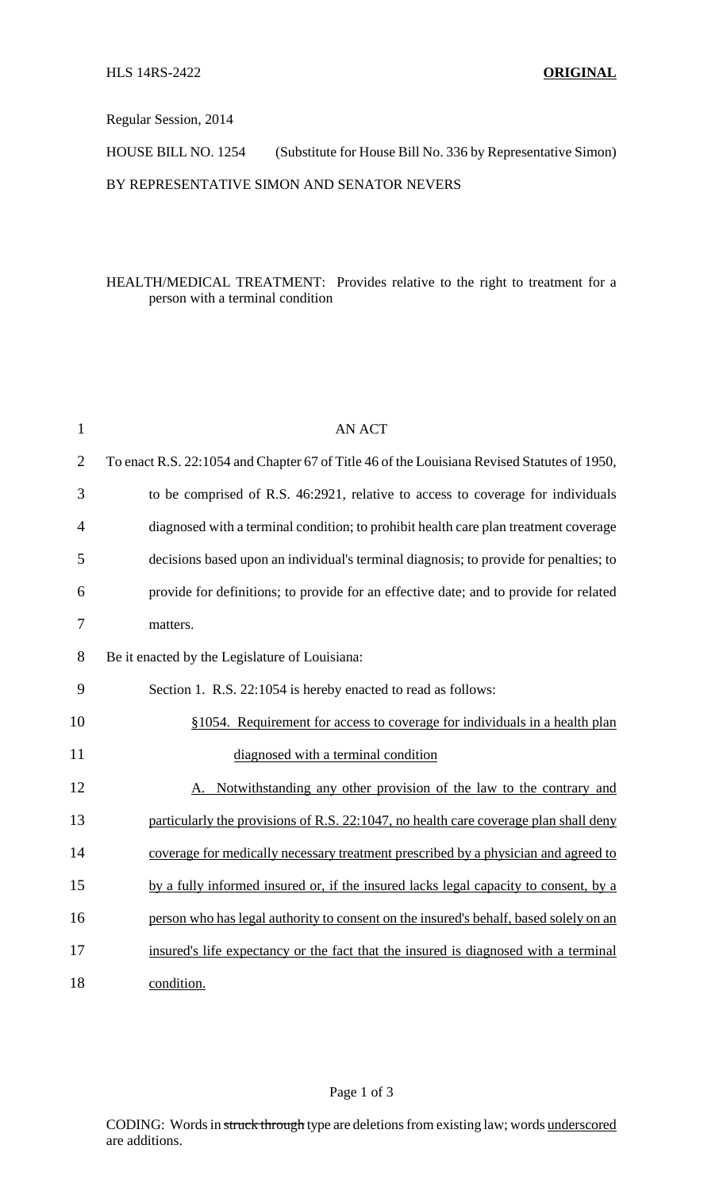HLS 14RS-2422 **ORIGINAL**

Regular Session, 2014

HOUSE BILL NO. 1254 (Substitute for House Bill No. 336 by Representative Simon)

BY REPRESENTATIVE SIMON AND SENATOR NEVERS

HEALTH/MEDICAL TREATMENT: Provides relative to the right to treatment for a person with a terminal condition

AN ACT

To enact R.S. 22:1054 and Chapter 67 of Title 46 of the Louisiana Revised Statutes of 1950, to be comprised of R.S. 46:2921, relative to access to coverage for individuals diagnosed with a terminal condition; to prohibit health care plan treatment coverage decisions based upon an individual's terminal diagnosis; to provide for penalties; to provide for definitions; to provide for an effective date; and to provide for related matters.

Be it enacted by the Legislature of Louisiana:

Section 1. R.S. 22:1054 is hereby enacted to read as follows:

<u>§1054. Requirement for access to coverage for individuals in a health plan diagnosed with a terminal condition</u>

<u>A. Notwithstanding any other provision of the law to the contrary and particularly the provisions of R.S. 22:1047, no health care coverage plan shall deny coverage for medically necessary treatment prescribed by a physician and agreed to by a fully informed insured or, if the insured lacks legal capacity to consent, by a person who has legal authority to consent on the insured's behalf, based solely on an insured's life expectancy or the fact that the insured is diagnosed with a terminal condition.</u>

CODING: Words in ~~struck through~~ type are deletions from existing law; words <u>underscored</u> are additions.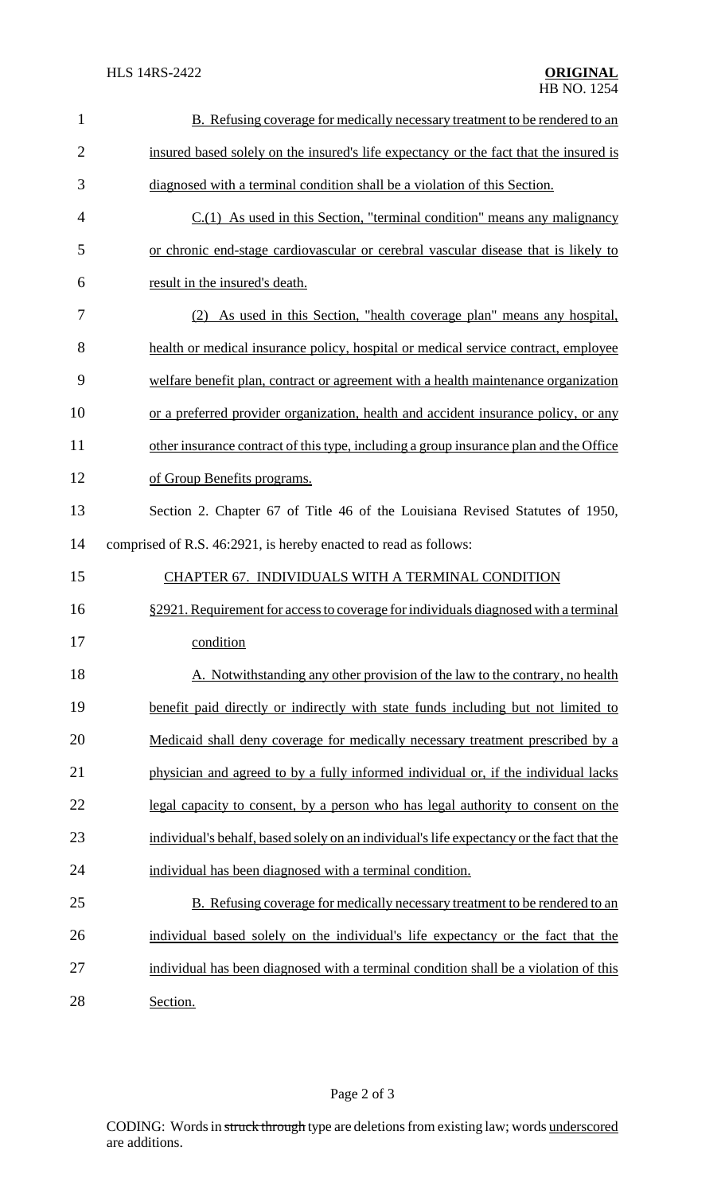B. Refusing coverage for medically necessary treatment to be rendered to an insured based solely on the insured's life expectancy or the fact that the insured is diagnosed with a terminal condition shall be a violation of this Section.

C.(1) As used in this Section, "terminal condition" means any malignancy or chronic end-stage cardiovascular or cerebral vascular disease that is likely to result in the insured's death.

(2) As used in this Section, "health coverage plan" means any hospital, health or medical insurance policy, hospital or medical service contract, employee welfare benefit plan, contract or agreement with a health maintenance organization or a preferred provider organization, health and accident insurance policy, or any other insurance contract of this type, including a group insurance plan and the Office of Group Benefits programs.

Section 2. Chapter 67 of Title 46 of the Louisiana Revised Statutes of 1950, comprised of R.S. 46:2921, is hereby enacted to read as follows:

CHAPTER 67. INDIVIDUALS WITH A TERMINAL CONDITION

§2921. Requirement for access to coverage for individuals diagnosed with a terminal condition

A. Notwithstanding any other provision of the law to the contrary, no health benefit paid directly or indirectly with state funds including but not limited to Medicaid shall deny coverage for medically necessary treatment prescribed by a physician and agreed to by a fully informed individual or, if the individual lacks legal capacity to consent, by a person who has legal authority to consent on the individual's behalf, based solely on an individual's life expectancy or the fact that the individual has been diagnosed with a terminal condition.

B. Refusing coverage for medically necessary treatment to be rendered to an individual based solely on the individual's life expectancy or the fact that the individual has been diagnosed with a terminal condition shall be a violation of this Section.

CODING: Words in ~~struck through~~ type are deletions from existing law; words underscored are additions.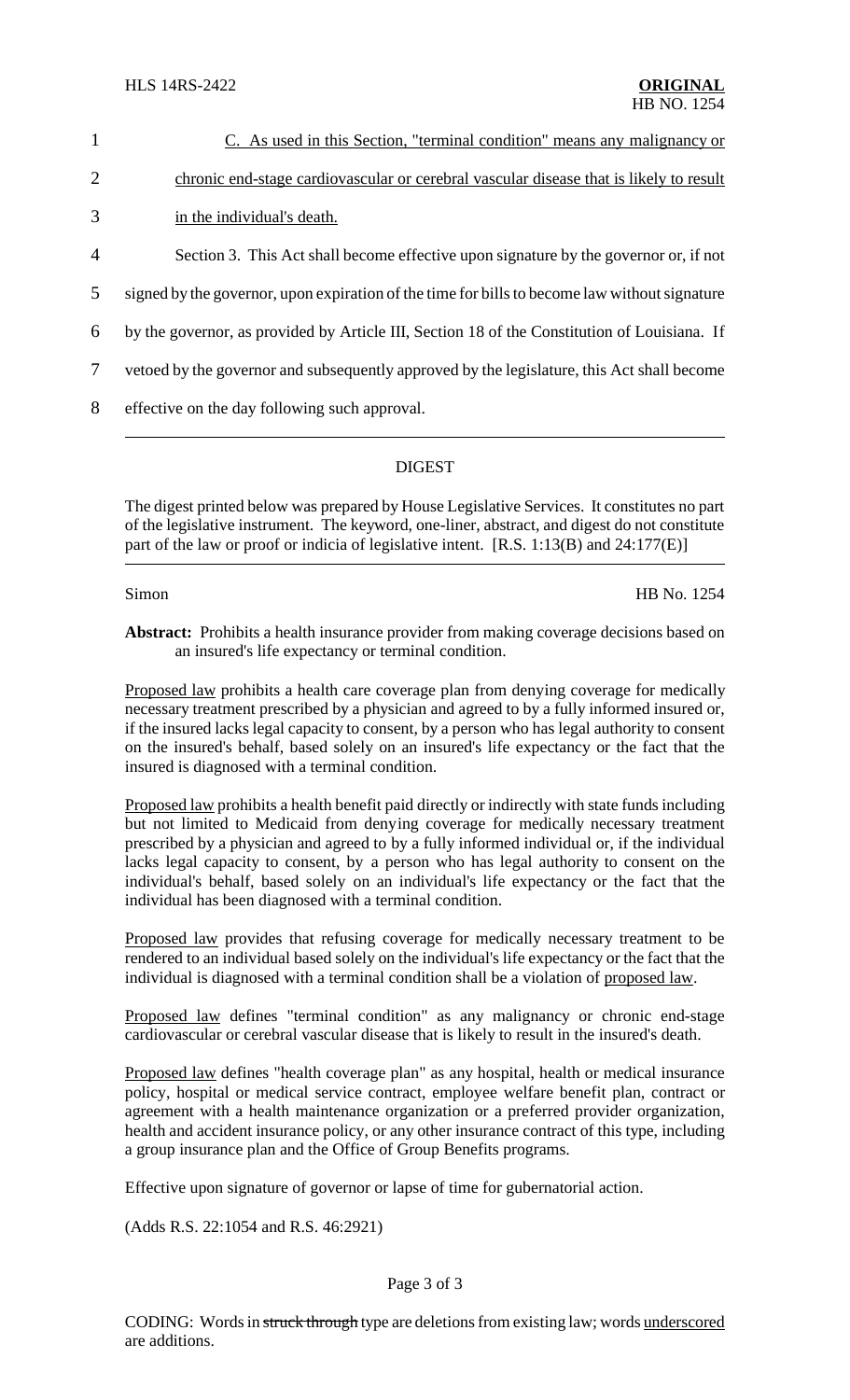C. As used in this Section, "terminal condition" means any malignancy or chronic end-stage cardiovascular or cerebral vascular disease that is likely to result in the individual's death.

Section 3. This Act shall become effective upon signature by the governor or, if not signed by the governor, upon expiration of the time for bills to become law without signature by the governor, as provided by Article III, Section 18 of the Constitution of Louisiana. If vetoed by the governor and subsequently approved by the legislature, this Act shall become effective on the day following such approval.

## DIGEST

The digest printed below was prepared by House Legislative Services. It constitutes no part of the legislative instrument. The keyword, one-liner, abstract, and digest do not constitute part of the law or proof or indicia of legislative intent. [R.S. 1:13(B) and 24:177(E)]

Simon HB No. 1254

**Abstract:** Prohibits a health insurance provider from making coverage decisions based on an insured's life expectancy or terminal condition.

Proposed law prohibits a health care coverage plan from denying coverage for medically necessary treatment prescribed by a physician and agreed to by a fully informed insured or, if the insured lacks legal capacity to consent, by a person who has legal authority to consent on the insured's behalf, based solely on an insured's life expectancy or the fact that the insured is diagnosed with a terminal condition.

Proposed law prohibits a health benefit paid directly or indirectly with state funds including but not limited to Medicaid from denying coverage for medically necessary treatment prescribed by a physician and agreed to by a fully informed individual or, if the individual lacks legal capacity to consent, by a person who has legal authority to consent on the individual's behalf, based solely on an individual's life expectancy or the fact that the individual has been diagnosed with a terminal condition.

Proposed law provides that refusing coverage for medically necessary treatment to be rendered to an individual based solely on the individual's life expectancy or the fact that the individual is diagnosed with a terminal condition shall be a violation of proposed law.

Proposed law defines "terminal condition" as any malignancy or chronic end-stage cardiovascular or cerebral vascular disease that is likely to result in the insured's death.

Proposed law defines "health coverage plan" as any hospital, health or medical insurance policy, hospital or medical service contract, employee welfare benefit plan, contract or agreement with a health maintenance organization or a preferred provider organization, health and accident insurance policy, or any other insurance contract of this type, including a group insurance plan and the Office of Group Benefits programs.

Effective upon signature of governor or lapse of time for gubernatorial action.

(Adds R.S. 22:1054 and R.S. 46:2921)

CODING: Words in struck through type are deletions from existing law; words underscored are additions.